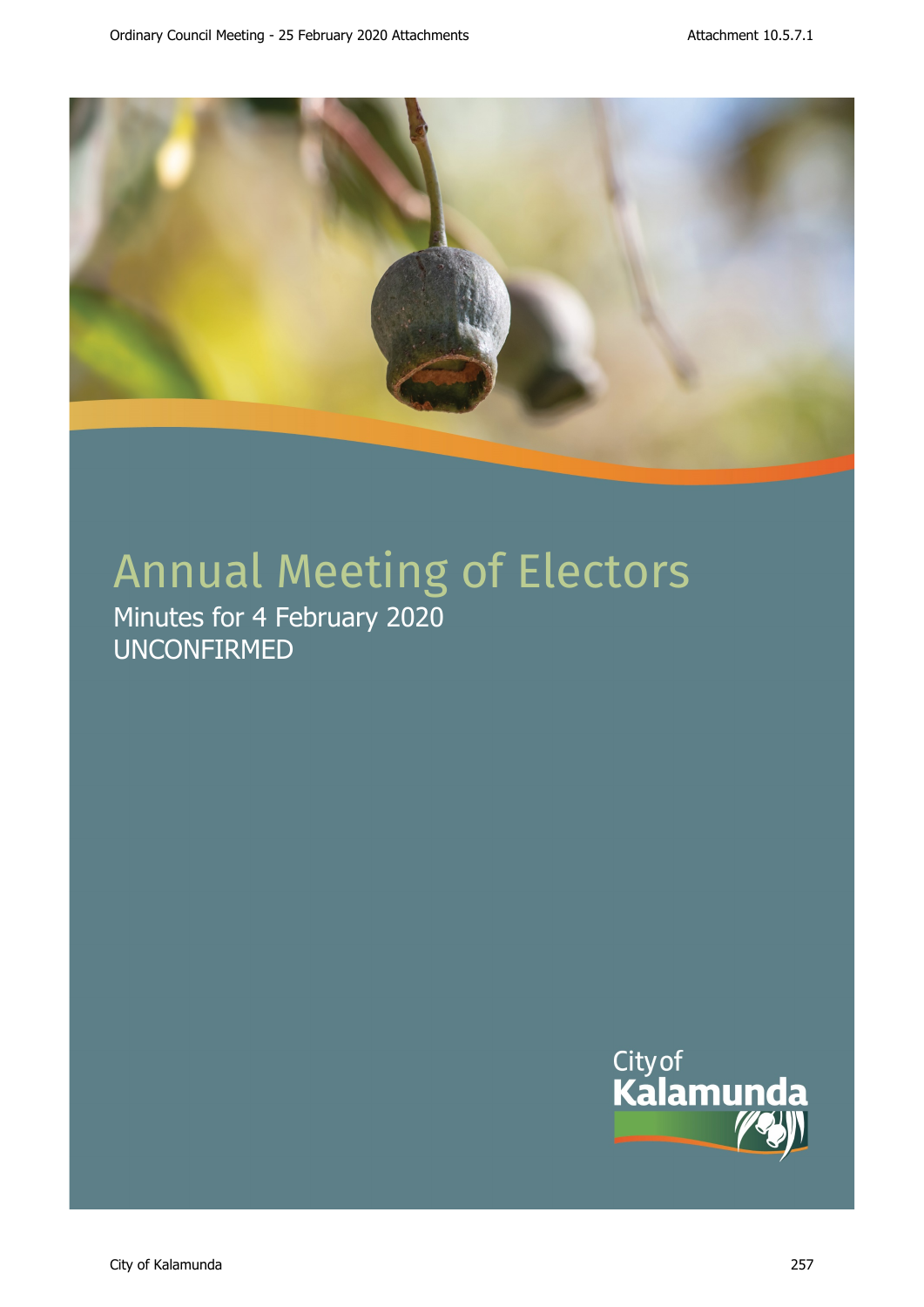# Annual Meeting of Electors

Minutes for 4 February 2020

UNCONFIRMED

City of Kalamunda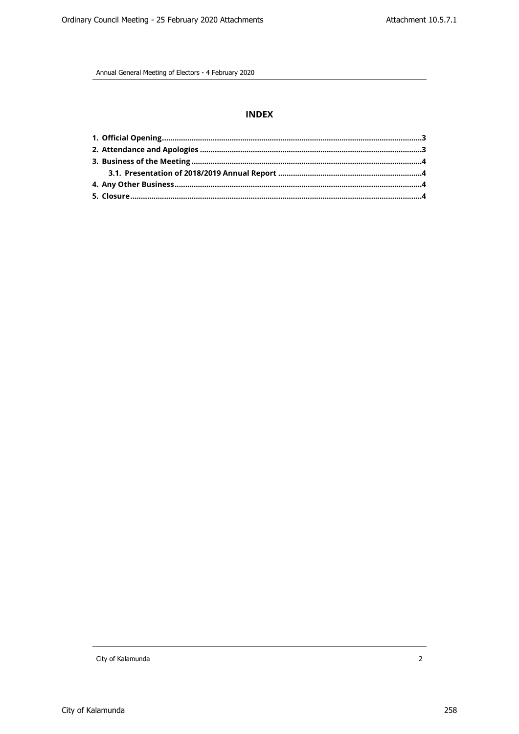## INDEX

**1. Official Opening** ........................................................................................................................**3**
**2. Attendance and Apologies** ......................................................................................................**3**
**3. Business of the Meeting** ..........................................................................................................**4**
  **3.1. Presentation of 2018/2019 Annual Report** .................................................................**4**
**4. Any Other Business** ..................................................................................................................**4**
**5. Closure** .......................................................................................................................................**4**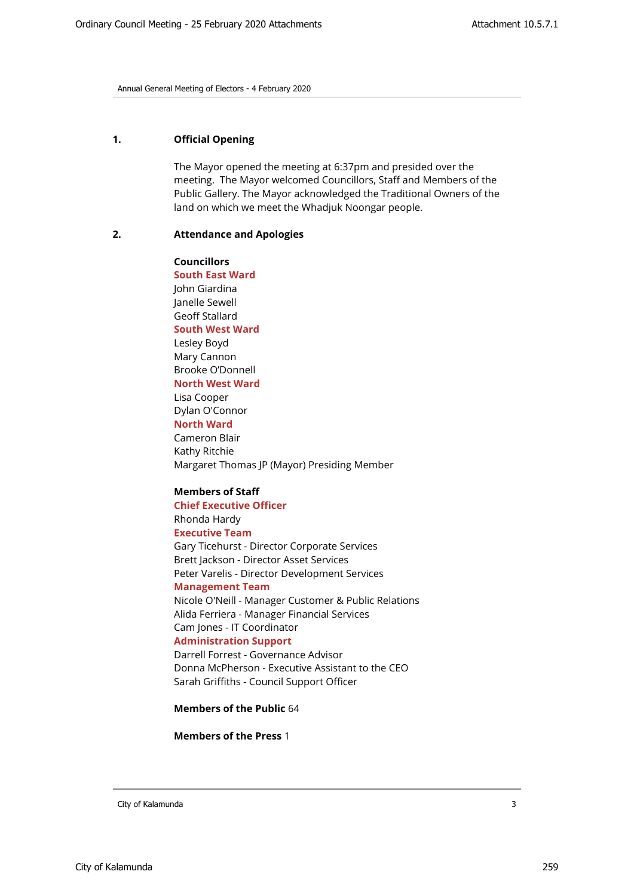## 1. Official Opening

The Mayor opened the meeting at 6:37pm and presided over the meeting. The Mayor welcomed Councillors, Staff and Members of the Public Gallery. The Mayor acknowledged the Traditional Owners of the land on which we meet the Whadjuk Noongar people.

## 2. Attendance and Apologies

**Councillors**

**South East Ward**
John Giardina
Janelle Sewell
Geoff Stallard

**South West Ward**
Lesley Boyd
Mary Cannon
Brooke O'Donnell

**North West Ward**
Lisa Cooper
Dylan O'Connor

**North Ward**
Cameron Blair
Kathy Ritchie
Margaret Thomas JP (Mayor) Presiding Member

**Members of Staff**

**Chief Executive Officer**
Rhonda Hardy

**Executive Team**
Gary Ticehurst - Director Corporate Services
Brett Jackson - Director Asset Services
Peter Varelis - Director Development Services

**Management Team**
Nicole O'Neill - Manager Customer & Public Relations
Alida Ferriera - Manager Financial Services
Cam Jones - IT Coordinator

**Administration Support**
Darrell Forrest - Governance Advisor
Donna McPherson - Executive Assistant to the CEO
Sarah Griffiths - Council Support Officer

**Members of the Public** 64

**Members of the Press** 1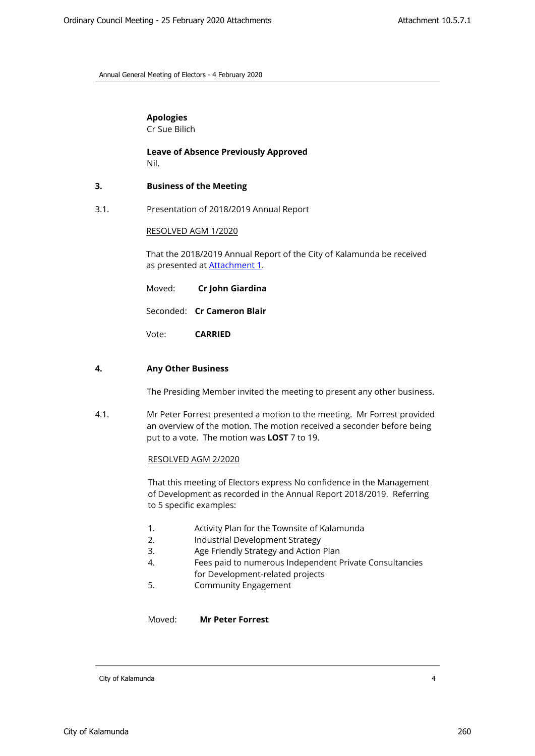**Apologies**
Cr Sue Bilich

**Leave of Absence Previously Approved**
Nil.

## 3. Business of the Meeting

3.1. Presentation of 2018/2019 Annual Report

RESOLVED AGM 1/2020

That the 2018/2019 Annual Report of the City of Kalamunda be received as presented at Attachment 1.

Moved: **Cr John Giardina**

Seconded: **Cr Cameron Blair**

Vote: **CARRIED**

## 4. Any Other Business

The Presiding Member invited the meeting to present any other business.

4.1. Mr Peter Forrest presented a motion to the meeting. Mr Forrest provided an overview of the motion. The motion received a seconder before being put to a vote. The motion was **LOST** 7 to 19.

RESOLVED AGM 2/2020

That this meeting of Electors express No confidence in the Management of Development as recorded in the Annual Report 2018/2019. Referring to 5 specific examples:

1. Activity Plan for the Townsite of Kalamunda
2. Industrial Development Strategy
3. Age Friendly Strategy and Action Plan
4. Fees paid to numerous Independent Private Consultancies for Development-related projects
5. Community Engagement

Moved: **Mr Peter Forrest**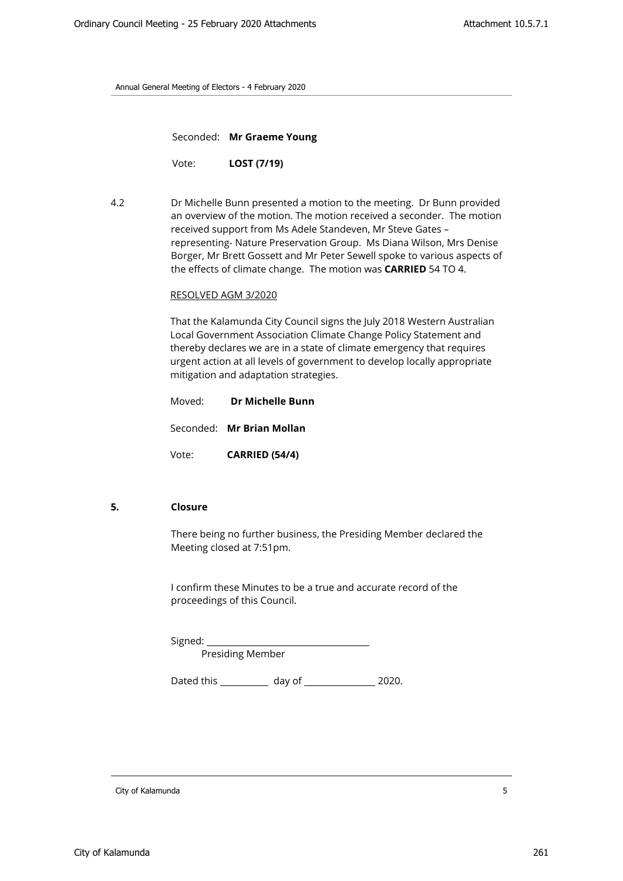Seconded: **Mr Graeme Young**

Vote: **LOST (7/19)**

4.2 Dr Michelle Bunn presented a motion to the meeting. Dr Bunn provided an overview of the motion. The motion received a seconder. The motion received support from Ms Adele Standeven, Mr Steve Gates – representing- Nature Preservation Group. Ms Diana Wilson, Mrs Denise Borger, Mr Brett Gossett and Mr Peter Sewell spoke to various aspects of the effects of climate change. The motion was **CARRIED** 54 TO 4.

RESOLVED AGM 3/2020

That the Kalamunda City Council signs the July 2018 Western Australian Local Government Association Climate Change Policy Statement and thereby declares we are in a state of climate emergency that requires urgent action at all levels of government to develop locally appropriate mitigation and adaptation strategies.

Moved: **Dr Michelle Bunn**

Seconded: **Mr Brian Mollan**

Vote: **CARRIED (54/4)**

## 5. Closure

There being no further business, the Presiding Member declared the Meeting closed at 7:51pm.

I confirm these Minutes to be a true and accurate record of the proceedings of this Council.

Signed: ______________________________
Presiding Member

Dated this __________ day of ______________ 2020.